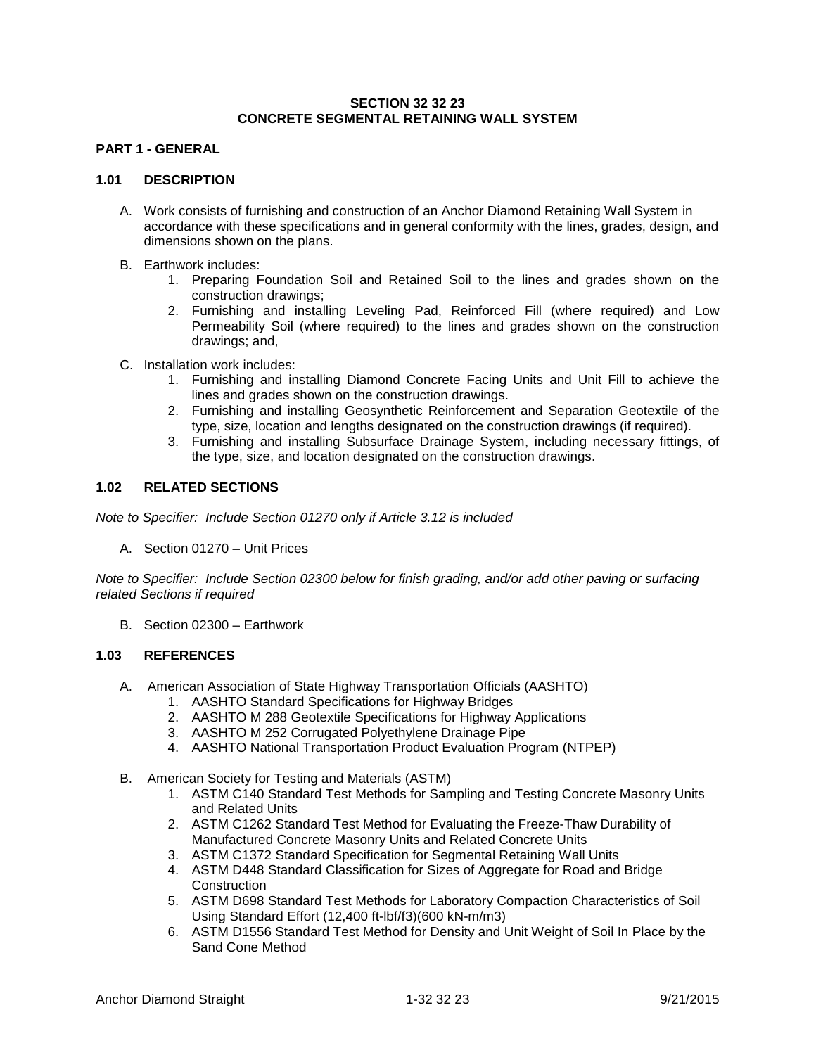# SECTION 32 32 23
# CONCRETE SEGMENTAL RETAINING WALL SYSTEM

## PART 1 - GENERAL

### 1.01 DESCRIPTION

A. Work consists of furnishing and construction of an Anchor Diamond Retaining Wall System in accordance with these specifications and in general conformity with the lines, grades, design, and dimensions shown on the plans.

B. Earthwork includes:
   1. Preparing Foundation Soil and Retained Soil to the lines and grades shown on the construction drawings;
   2. Furnishing and installing Leveling Pad, Reinforced Fill (where required) and Low Permeability Soil (where required) to the lines and grades shown on the construction drawings; and,

C. Installation work includes:
   1. Furnishing and installing Diamond Concrete Facing Units and Unit Fill to achieve the lines and grades shown on the construction drawings.
   2. Furnishing and installing Geosynthetic Reinforcement and Separation Geotextile of the type, size, location and lengths designated on the construction drawings (if required).
   3. Furnishing and installing Subsurface Drainage System, including necessary fittings, of the type, size, and location designated on the construction drawings.

### 1.02 RELATED SECTIONS

*Note to Specifier: Include Section 01270 only if Article 3.12 is included*

A. Section 01270 – Unit Prices

*Note to Specifier: Include Section 02300 below for finish grading, and/or add other paving or surfacing related Sections if required*

B. Section 02300 – Earthwork

### 1.03 REFERENCES

A. American Association of State Highway Transportation Officials (AASHTO)
   1. AASHTO Standard Specifications for Highway Bridges
   2. AASHTO M 288 Geotextile Specifications for Highway Applications
   3. AASHTO M 252 Corrugated Polyethylene Drainage Pipe
   4. AASHTO National Transportation Product Evaluation Program (NTPEP)

B. American Society for Testing and Materials (ASTM)
   1. ASTM C140 Standard Test Methods for Sampling and Testing Concrete Masonry Units and Related Units
   2. ASTM C1262 Standard Test Method for Evaluating the Freeze-Thaw Durability of Manufactured Concrete Masonry Units and Related Concrete Units
   3. ASTM C1372 Standard Specification for Segmental Retaining Wall Units
   4. ASTM D448 Standard Classification for Sizes of Aggregate for Road and Bridge Construction
   5. ASTM D698 Standard Test Methods for Laboratory Compaction Characteristics of Soil Using Standard Effort (12,400 ft-lbf/f3)(600 kN-m/m3)
   6. ASTM D1556 Standard Test Method for Density and Unit Weight of Soil In Place by the Sand Cone Method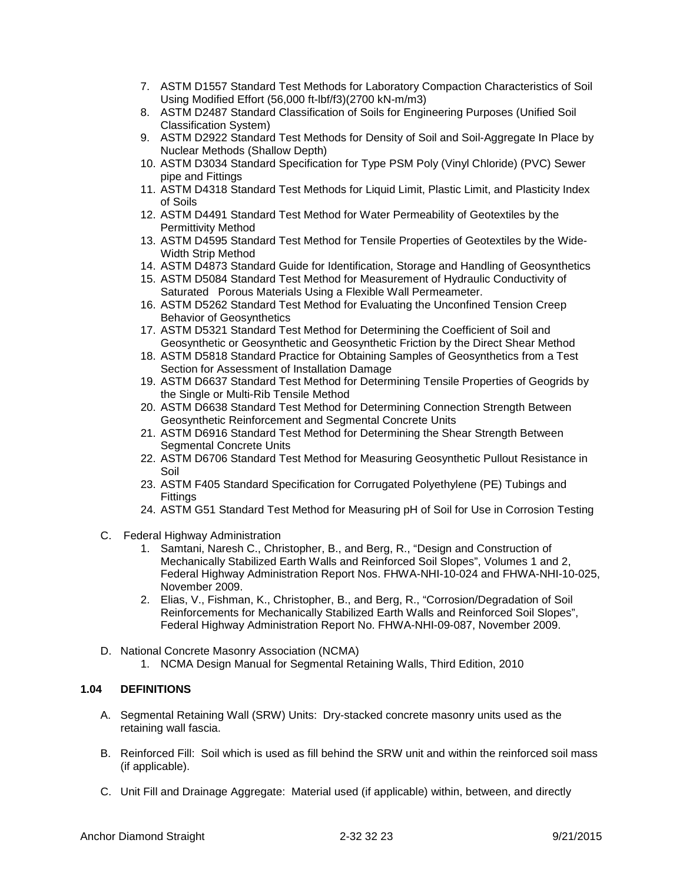7. ASTM D1557 Standard Test Methods for Laboratory Compaction Characteristics of Soil Using Modified Effort (56,000 ft-lbf/f3)(2700 kN-m/m3)
8. ASTM D2487 Standard Classification of Soils for Engineering Purposes (Unified Soil Classification System)
9. ASTM D2922 Standard Test Methods for Density of Soil and Soil-Aggregate In Place by Nuclear Methods (Shallow Depth)
10. ASTM D3034 Standard Specification for Type PSM Poly (Vinyl Chloride) (PVC) Sewer pipe and Fittings
11. ASTM D4318 Standard Test Methods for Liquid Limit, Plastic Limit, and Plasticity Index of Soils
12. ASTM D4491 Standard Test Method for Water Permeability of Geotextiles by the Permittivity Method
13. ASTM D4595 Standard Test Method for Tensile Properties of Geotextiles by the Wide-Width Strip Method
14. ASTM D4873 Standard Guide for Identification, Storage and Handling of Geosynthetics
15. ASTM D5084 Standard Test Method for Measurement of Hydraulic Conductivity of Saturated Porous Materials Using a Flexible Wall Permeameter.
16. ASTM D5262 Standard Test Method for Evaluating the Unconfined Tension Creep Behavior of Geosynthetics
17. ASTM D5321 Standard Test Method for Determining the Coefficient of Soil and Geosynthetic or Geosynthetic and Geosynthetic Friction by the Direct Shear Method
18. ASTM D5818 Standard Practice for Obtaining Samples of Geosynthetics from a Test Section for Assessment of Installation Damage
19. ASTM D6637 Standard Test Method for Determining Tensile Properties of Geogrids by the Single or Multi-Rib Tensile Method
20. ASTM D6638 Standard Test Method for Determining Connection Strength Between Geosynthetic Reinforcement and Segmental Concrete Units
21. ASTM D6916 Standard Test Method for Determining the Shear Strength Between Segmental Concrete Units
22. ASTM D6706 Standard Test Method for Measuring Geosynthetic Pullout Resistance in Soil
23. ASTM F405 Standard Specification for Corrugated Polyethylene (PE) Tubings and Fittings
24. ASTM G51 Standard Test Method for Measuring pH of Soil for Use in Corrosion Testing

C. Federal Highway Administration
   1. Samtani, Naresh C., Christopher, B., and Berg, R., "Design and Construction of Mechanically Stabilized Earth Walls and Reinforced Soil Slopes", Volumes 1 and 2, Federal Highway Administration Report Nos. FHWA-NHI-10-024 and FHWA-NHI-10-025, November 2009.
   2. Elias, V., Fishman, K., Christopher, B., and Berg, R., "Corrosion/Degradation of Soil Reinforcements for Mechanically Stabilized Earth Walls and Reinforced Soil Slopes", Federal Highway Administration Report No. FHWA-NHI-09-087, November 2009.

D. National Concrete Masonry Association (NCMA)
   1. NCMA Design Manual for Segmental Retaining Walls, Third Edition, 2010

### 1.04 DEFINITIONS

A. Segmental Retaining Wall (SRW) Units: Dry-stacked concrete masonry units used as the retaining wall fascia.

B. Reinforced Fill: Soil which is used as fill behind the SRW unit and within the reinforced soil mass (if applicable).

C. Unit Fill and Drainage Aggregate: Material used (if applicable) within, between, and directly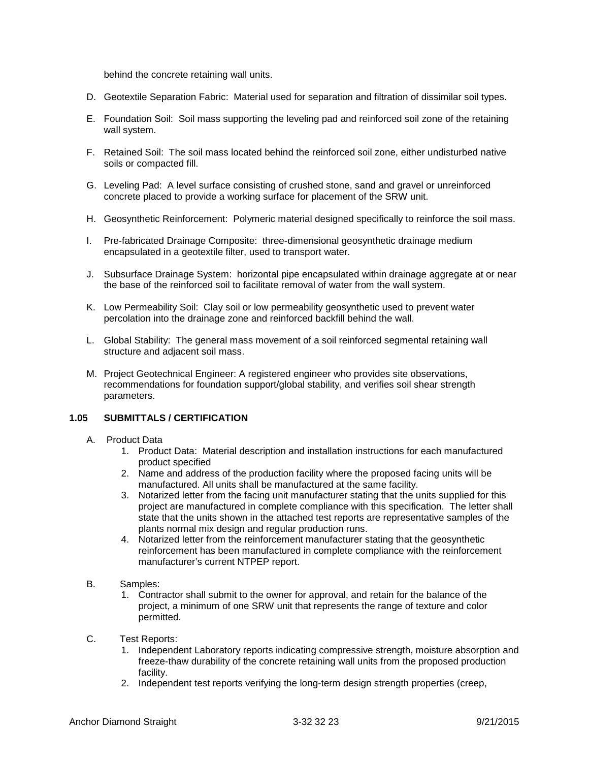behind the concrete retaining wall units.

D. Geotextile Separation Fabric: Material used for separation and filtration of dissimilar soil types.

E. Foundation Soil: Soil mass supporting the leveling pad and reinforced soil zone of the retaining wall system.

F. Retained Soil: The soil mass located behind the reinforced soil zone, either undisturbed native soils or compacted fill.

G. Leveling Pad: A level surface consisting of crushed stone, sand and gravel or unreinforced concrete placed to provide a working surface for placement of the SRW unit.

H. Geosynthetic Reinforcement: Polymeric material designed specifically to reinforce the soil mass.

I. Pre-fabricated Drainage Composite: three-dimensional geosynthetic drainage medium encapsulated in a geotextile filter, used to transport water.

J. Subsurface Drainage System: horizontal pipe encapsulated within drainage aggregate at or near the base of the reinforced soil to facilitate removal of water from the wall system.

K. Low Permeability Soil: Clay soil or low permeability geosynthetic used to prevent water percolation into the drainage zone and reinforced backfill behind the wall.

L. Global Stability: The general mass movement of a soil reinforced segmental retaining wall structure and adjacent soil mass.

M. Project Geotechnical Engineer: A registered engineer who provides site observations, recommendations for foundation support/global stability, and verifies soil shear strength parameters.

## 1.05 SUBMITTALS / CERTIFICATION

A. Product Data
   1. Product Data: Material description and installation instructions for each manufactured product specified
   2. Name and address of the production facility where the proposed facing units will be manufactured. All units shall be manufactured at the same facility.
   3. Notarized letter from the facing unit manufacturer stating that the units supplied for this project are manufactured in complete compliance with this specification. The letter shall state that the units shown in the attached test reports are representative samples of the plants normal mix design and regular production runs.
   4. Notarized letter from the reinforcement manufacturer stating that the geosynthetic reinforcement has been manufactured in complete compliance with the reinforcement manufacturer's current NTPEP report.

B. Samples:
   1. Contractor shall submit to the owner for approval, and retain for the balance of the project, a minimum of one SRW unit that represents the range of texture and color permitted.

C. Test Reports:
   1. Independent Laboratory reports indicating compressive strength, moisture absorption and freeze-thaw durability of the concrete retaining wall units from the proposed production facility.
   2. Independent test reports verifying the long-term design strength properties (creep,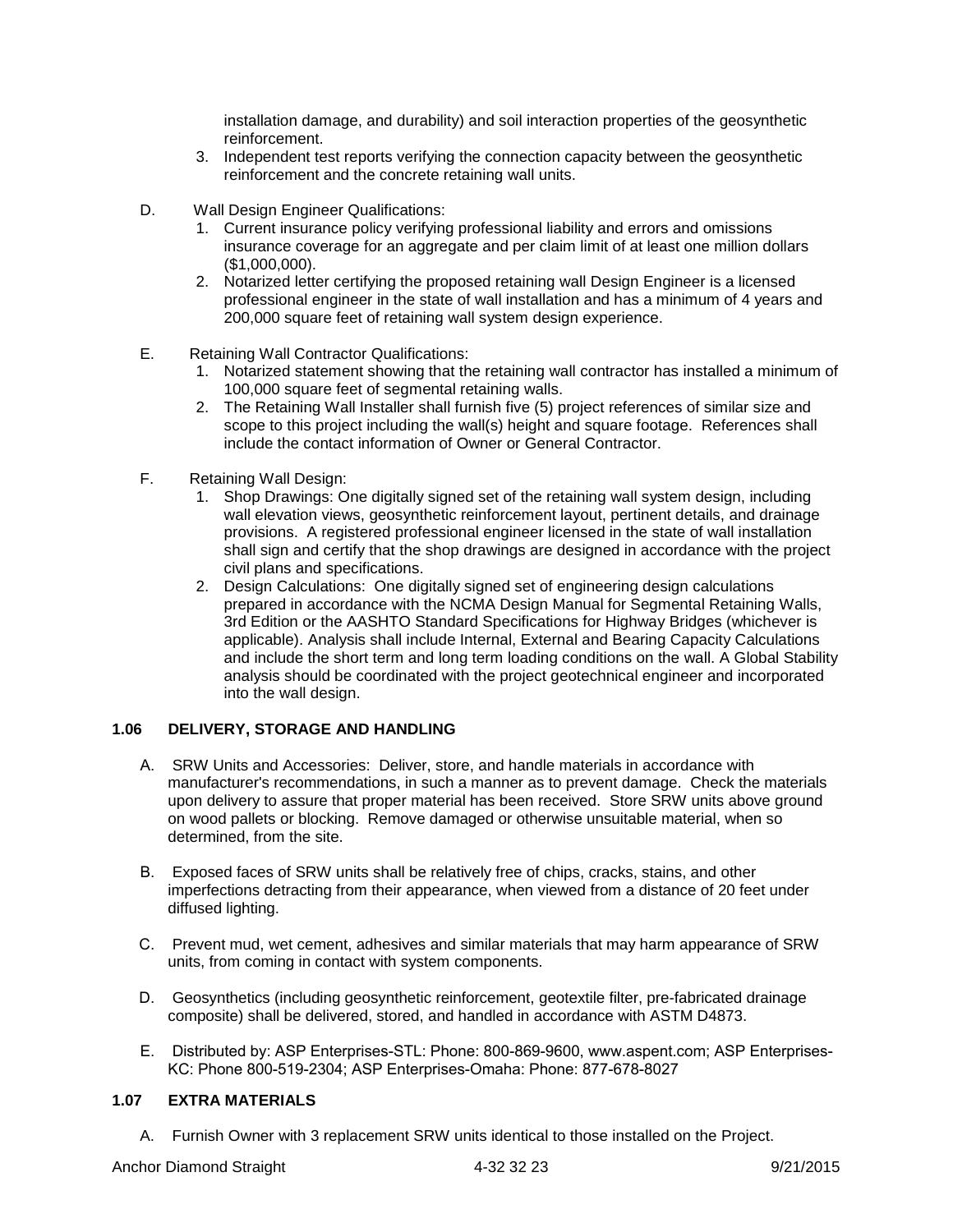installation damage, and durability) and soil interaction properties of the geosynthetic reinforcement.

3. Independent test reports verifying the connection capacity between the geosynthetic reinforcement and the concrete retaining wall units.

D. Wall Design Engineer Qualifications:

1. Current insurance policy verifying professional liability and errors and omissions insurance coverage for an aggregate and per claim limit of at least one million dollars ($1,000,000).
2. Notarized letter certifying the proposed retaining wall Design Engineer is a licensed professional engineer in the state of wall installation and has a minimum of 4 years and 200,000 square feet of retaining wall system design experience.

E. Retaining Wall Contractor Qualifications:

1. Notarized statement showing that the retaining wall contractor has installed a minimum of 100,000 square feet of segmental retaining walls.
2. The Retaining Wall Installer shall furnish five (5) project references of similar size and scope to this project including the wall(s) height and square footage. References shall include the contact information of Owner or General Contractor.

F. Retaining Wall Design:

1. Shop Drawings: One digitally signed set of the retaining wall system design, including wall elevation views, geosynthetic reinforcement layout, pertinent details, and drainage provisions. A registered professional engineer licensed in the state of wall installation shall sign and certify that the shop drawings are designed in accordance with the project civil plans and specifications.
2. Design Calculations: One digitally signed set of engineering design calculations prepared in accordance with the NCMA Design Manual for Segmental Retaining Walls, 3rd Edition or the AASHTO Standard Specifications for Highway Bridges (whichever is applicable). Analysis shall include Internal, External and Bearing Capacity Calculations and include the short term and long term loading conditions on the wall. A Global Stability analysis should be coordinated with the project geotechnical engineer and incorporated into the wall design.

## 1.06 DELIVERY, STORAGE AND HANDLING

A. SRW Units and Accessories: Deliver, store, and handle materials in accordance with manufacturer's recommendations, in such a manner as to prevent damage. Check the materials upon delivery to assure that proper material has been received. Store SRW units above ground on wood pallets or blocking. Remove damaged or otherwise unsuitable material, when so determined, from the site.

B. Exposed faces of SRW units shall be relatively free of chips, cracks, stains, and other imperfections detracting from their appearance, when viewed from a distance of 20 feet under diffused lighting.

C. Prevent mud, wet cement, adhesives and similar materials that may harm appearance of SRW units, from coming in contact with system components.

D. Geosynthetics (including geosynthetic reinforcement, geotextile filter, pre-fabricated drainage composite) shall be delivered, stored, and handled in accordance with ASTM D4873.

E. Distributed by: ASP Enterprises-STL: Phone: 800-869-9600, www.aspent.com; ASP Enterprises-KC: Phone 800-519-2304; ASP Enterprises-Omaha: Phone: 877-678-8027

## 1.07 EXTRA MATERIALS

A. Furnish Owner with 3 replacement SRW units identical to those installed on the Project.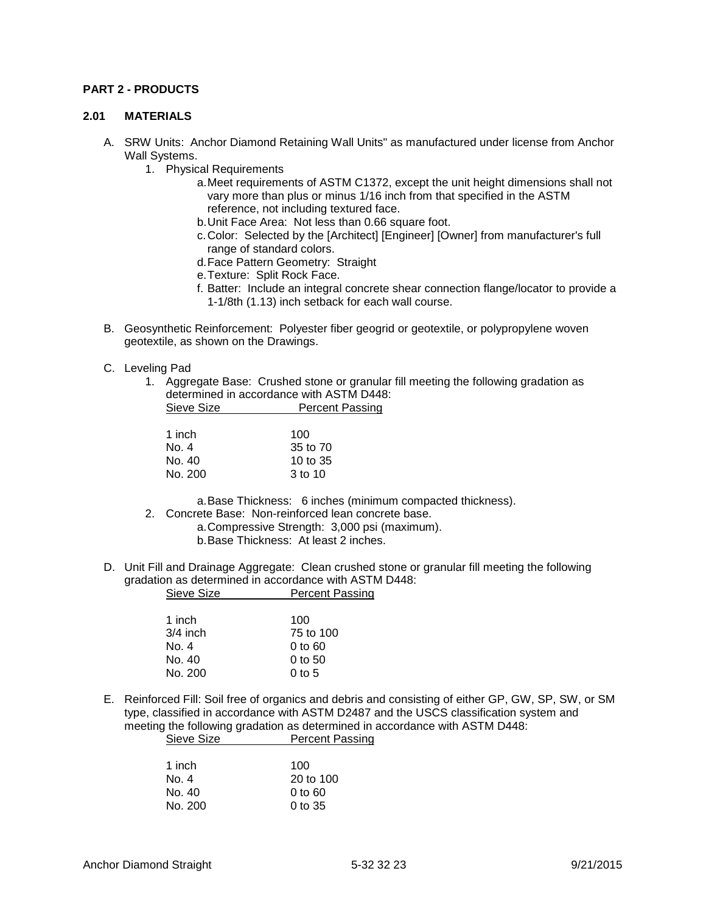## PART 2 - PRODUCTS

### 2.01 MATERIALS

A. SRW Units: Anchor Diamond Retaining Wall Units" as manufactured under license from Anchor Wall Systems.

1. Physical Requirements
   a. Meet requirements of ASTM C1372, except the unit height dimensions shall not vary more than plus or minus 1/16 inch from that specified in the ASTM reference, not including textured face.
   b. Unit Face Area: Not less than 0.66 square foot.
   c. Color: Selected by the [Architect] [Engineer] [Owner] from manufacturer's full range of standard colors.
   d. Face Pattern Geometry: Straight
   e. Texture: Split Rock Face.
   f. Batter: Include an integral concrete shear connection flange/locator to provide a 1-1/8th (1.13) inch setback for each wall course.

B. Geosynthetic Reinforcement: Polyester fiber geogrid or geotextile, or polypropylene woven geotextile, as shown on the Drawings.

C. Leveling Pad

1. Aggregate Base: Crushed stone or granular fill meeting the following gradation as determined in accordance with ASTM D448:

| Sieve Size | Percent Passing |
|---|---|
| 1 inch | 100 |
| No. 4 | 35 to 70 |
| No. 40 | 10 to 35 |
| No. 200 | 3 to 10 |

   a. Base Thickness: 6 inches (minimum compacted thickness).

2. Concrete Base: Non-reinforced lean concrete base.
   a. Compressive Strength: 3,000 psi (maximum).
   b. Base Thickness: At least 2 inches.

D. Unit Fill and Drainage Aggregate: Clean crushed stone or granular fill meeting the following gradation as determined in accordance with ASTM D448:

| Sieve Size | Percent Passing |
|---|---|
| 1 inch | 100 |
| 3/4 inch | 75 to 100 |
| No. 4 | 0 to 60 |
| No. 40 | 0 to 50 |
| No. 200 | 0 to 5 |

E. Reinforced Fill: Soil free of organics and debris and consisting of either GP, GW, SP, SW, or SM type, classified in accordance with ASTM D2487 and the USCS classification system and meeting the following gradation as determined in accordance with ASTM D448:

| Sieve Size | Percent Passing |
|---|---|
| 1 inch | 100 |
| No. 4 | 20 to 100 |
| No. 40 | 0 to 60 |
| No. 200 | 0 to 35 |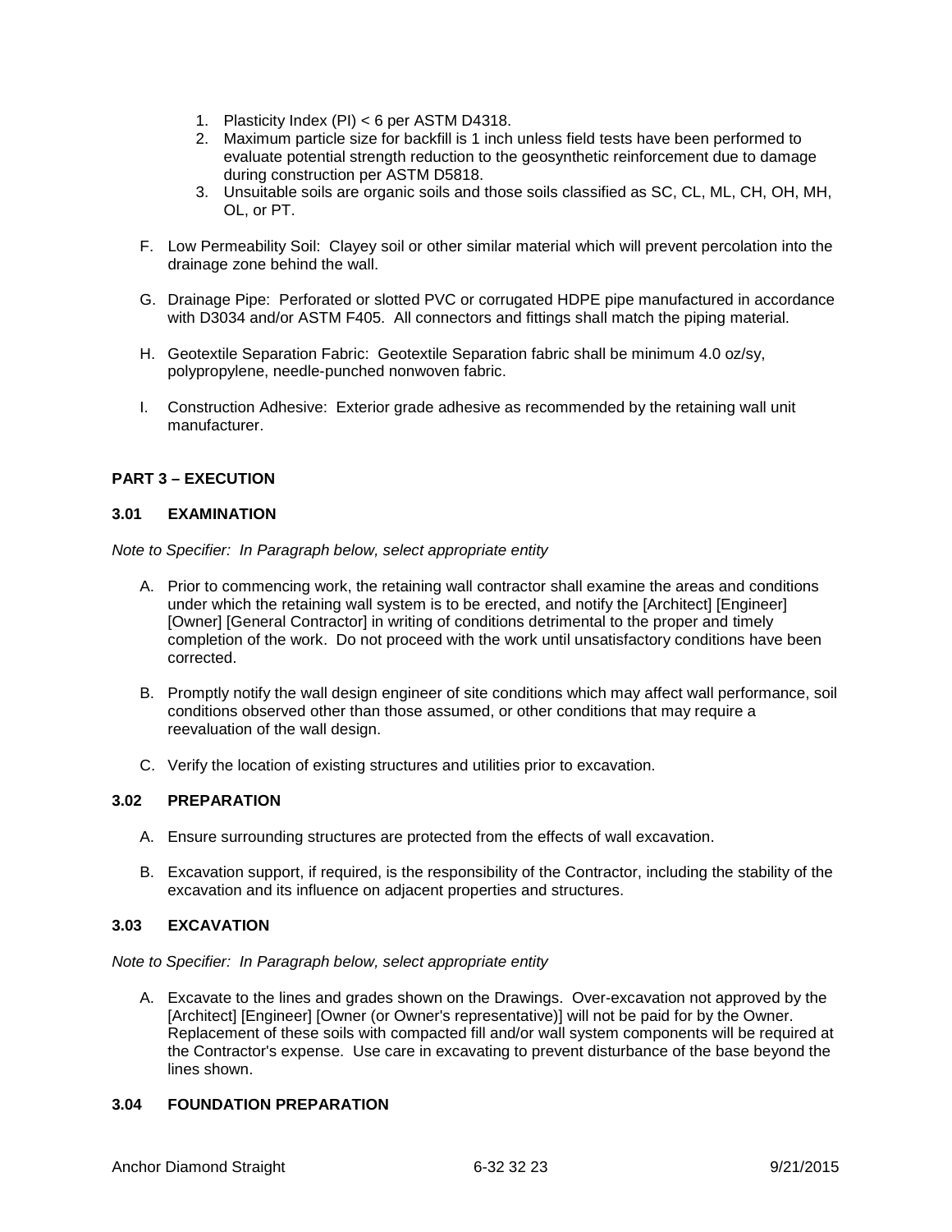1. Plasticity Index (PI) < 6 per ASTM D4318.
2. Maximum particle size for backfill is 1 inch unless field tests have been performed to evaluate potential strength reduction to the geosynthetic reinforcement due to damage during construction per ASTM D5818.
3. Unsuitable soils are organic soils and those soils classified as SC, CL, ML, CH, OH, MH, OL, or PT.

F. Low Permeability Soil: Clayey soil or other similar material which will prevent percolation into the drainage zone behind the wall.

G. Drainage Pipe: Perforated or slotted PVC or corrugated HDPE pipe manufactured in accordance with D3034 and/or ASTM F405. All connectors and fittings shall match the piping material.

H. Geotextile Separation Fabric: Geotextile Separation fabric shall be minimum 4.0 oz/sy, polypropylene, needle-punched nonwoven fabric.

I. Construction Adhesive: Exterior grade adhesive as recommended by the retaining wall unit manufacturer.

## PART 3 – EXECUTION

### 3.01 EXAMINATION

*Note to Specifier: In Paragraph below, select appropriate entity*

A. Prior to commencing work, the retaining wall contractor shall examine the areas and conditions under which the retaining wall system is to be erected, and notify the [Architect] [Engineer] [Owner] [General Contractor] in writing of conditions detrimental to the proper and timely completion of the work. Do not proceed with the work until unsatisfactory conditions have been corrected.

B. Promptly notify the wall design engineer of site conditions which may affect wall performance, soil conditions observed other than those assumed, or other conditions that may require a reevaluation of the wall design.

C. Verify the location of existing structures and utilities prior to excavation.

### 3.02 PREPARATION

A. Ensure surrounding structures are protected from the effects of wall excavation.

B. Excavation support, if required, is the responsibility of the Contractor, including the stability of the excavation and its influence on adjacent properties and structures.

### 3.03 EXCAVATION

*Note to Specifier: In Paragraph below, select appropriate entity*

A. Excavate to the lines and grades shown on the Drawings. Over-excavation not approved by the [Architect] [Engineer] [Owner (or Owner's representative)] will not be paid for by the Owner. Replacement of these soils with compacted fill and/or wall system components will be required at the Contractor's expense. Use care in excavating to prevent disturbance of the base beyond the lines shown.

### 3.04 FOUNDATION PREPARATION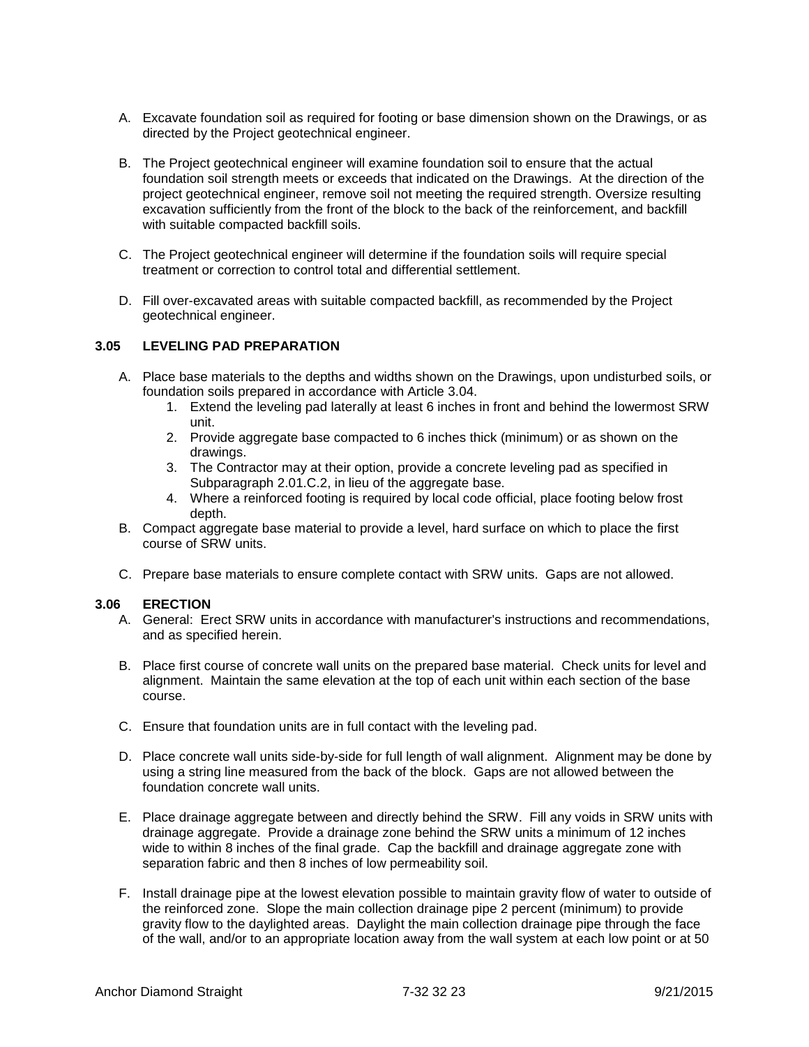A. Excavate foundation soil as required for footing or base dimension shown on the Drawings, or as directed by the Project geotechnical engineer.

B. The Project geotechnical engineer will examine foundation soil to ensure that the actual foundation soil strength meets or exceeds that indicated on the Drawings. At the direction of the project geotechnical engineer, remove soil not meeting the required strength. Oversize resulting excavation sufficiently from the front of the block to the back of the reinforcement, and backfill with suitable compacted backfill soils.

C. The Project geotechnical engineer will determine if the foundation soils will require special treatment or correction to control total and differential settlement.

D. Fill over-excavated areas with suitable compacted backfill, as recommended by the Project geotechnical engineer.

### 3.05 LEVELING PAD PREPARATION

A. Place base materials to the depths and widths shown on the Drawings, upon undisturbed soils, or foundation soils prepared in accordance with Article 3.04.
   1. Extend the leveling pad laterally at least 6 inches in front and behind the lowermost SRW unit.
   2. Provide aggregate base compacted to 6 inches thick (minimum) or as shown on the drawings.
   3. The Contractor may at their option, provide a concrete leveling pad as specified in Subparagraph 2.01.C.2, in lieu of the aggregate base.
   4. Where a reinforced footing is required by local code official, place footing below frost depth.

B. Compact aggregate base material to provide a level, hard surface on which to place the first course of SRW units.

C. Prepare base materials to ensure complete contact with SRW units. Gaps are not allowed.

### 3.06 ERECTION

A. General: Erect SRW units in accordance with manufacturer's instructions and recommendations, and as specified herein.

B. Place first course of concrete wall units on the prepared base material. Check units for level and alignment. Maintain the same elevation at the top of each unit within each section of the base course.

C. Ensure that foundation units are in full contact with the leveling pad.

D. Place concrete wall units side-by-side for full length of wall alignment. Alignment may be done by using a string line measured from the back of the block. Gaps are not allowed between the foundation concrete wall units.

E. Place drainage aggregate between and directly behind the SRW. Fill any voids in SRW units with drainage aggregate. Provide a drainage zone behind the SRW units a minimum of 12 inches wide to within 8 inches of the final grade. Cap the backfill and drainage aggregate zone with separation fabric and then 8 inches of low permeability soil.

F. Install drainage pipe at the lowest elevation possible to maintain gravity flow of water to outside of the reinforced zone. Slope the main collection drainage pipe 2 percent (minimum) to provide gravity flow to the daylighted areas. Daylight the main collection drainage pipe through the face of the wall, and/or to an appropriate location away from the wall system at each low point or at 50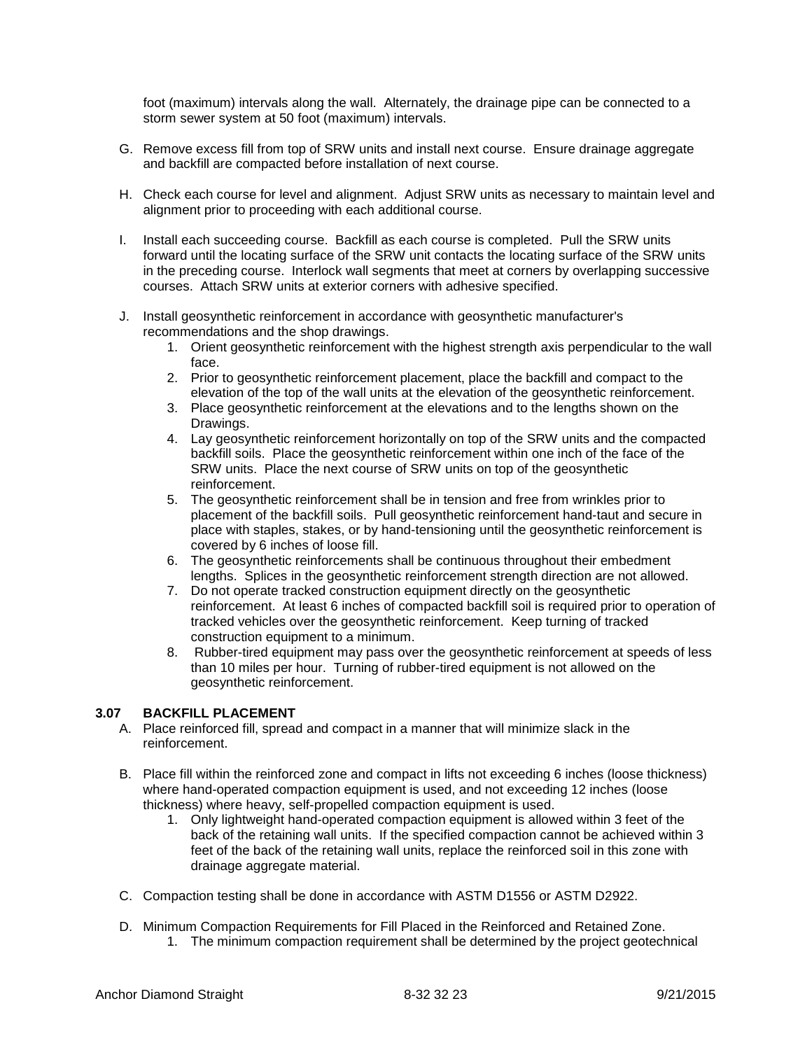foot (maximum) intervals along the wall. Alternately, the drainage pipe can be connected to a storm sewer system at 50 foot (maximum) intervals.

G. Remove excess fill from top of SRW units and install next course. Ensure drainage aggregate and backfill are compacted before installation of next course.

H. Check each course for level and alignment. Adjust SRW units as necessary to maintain level and alignment prior to proceeding with each additional course.

I. Install each succeeding course. Backfill as each course is completed. Pull the SRW units forward until the locating surface of the SRW unit contacts the locating surface of the SRW units in the preceding course. Interlock wall segments that meet at corners by overlapping successive courses. Attach SRW units at exterior corners with adhesive specified.

J. Install geosynthetic reinforcement in accordance with geosynthetic manufacturer's recommendations and the shop drawings.
   1. Orient geosynthetic reinforcement with the highest strength axis perpendicular to the wall face.
   2. Prior to geosynthetic reinforcement placement, place the backfill and compact to the elevation of the top of the wall units at the elevation of the geosynthetic reinforcement.
   3. Place geosynthetic reinforcement at the elevations and to the lengths shown on the Drawings.
   4. Lay geosynthetic reinforcement horizontally on top of the SRW units and the compacted backfill soils. Place the geosynthetic reinforcement within one inch of the face of the SRW units. Place the next course of SRW units on top of the geosynthetic reinforcement.
   5. The geosynthetic reinforcement shall be in tension and free from wrinkles prior to placement of the backfill soils. Pull geosynthetic reinforcement hand-taut and secure in place with staples, stakes, or by hand-tensioning until the geosynthetic reinforcement is covered by 6 inches of loose fill.
   6. The geosynthetic reinforcements shall be continuous throughout their embedment lengths. Splices in the geosynthetic reinforcement strength direction are not allowed.
   7. Do not operate tracked construction equipment directly on the geosynthetic reinforcement. At least 6 inches of compacted backfill soil is required prior to operation of tracked vehicles over the geosynthetic reinforcement. Keep turning of tracked construction equipment to a minimum.
   8. Rubber-tired equipment may pass over the geosynthetic reinforcement at speeds of less than 10 miles per hour. Turning of rubber-tired equipment is not allowed on the geosynthetic reinforcement.

### 3.07 BACKFILL PLACEMENT

A. Place reinforced fill, spread and compact in a manner that will minimize slack in the reinforcement.

B. Place fill within the reinforced zone and compact in lifts not exceeding 6 inches (loose thickness) where hand-operated compaction equipment is used, and not exceeding 12 inches (loose thickness) where heavy, self-propelled compaction equipment is used.
   1. Only lightweight hand-operated compaction equipment is allowed within 3 feet of the back of the retaining wall units. If the specified compaction cannot be achieved within 3 feet of the back of the retaining wall units, replace the reinforced soil in this zone with drainage aggregate material.

C. Compaction testing shall be done in accordance with ASTM D1556 or ASTM D2922.

D. Minimum Compaction Requirements for Fill Placed in the Reinforced and Retained Zone.
   1. The minimum compaction requirement shall be determined by the project geotechnical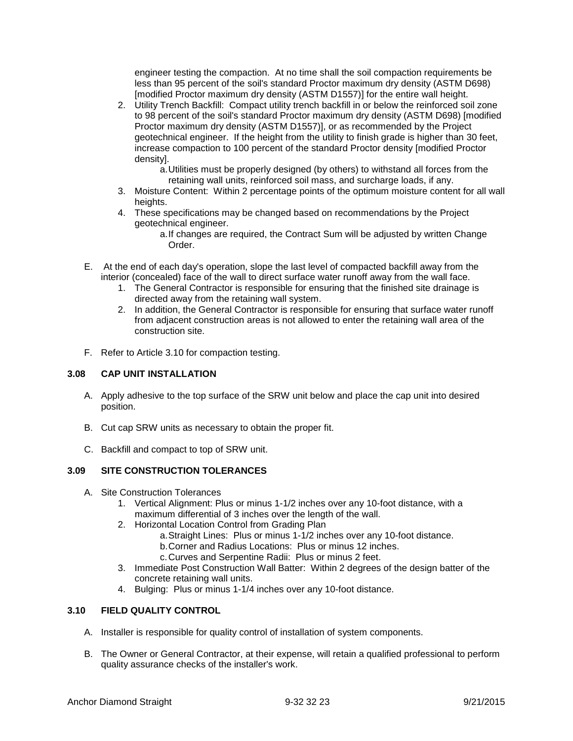engineer testing the compaction. At no time shall the soil compaction requirements be less than 95 percent of the soil's standard Proctor maximum dry density (ASTM D698) [modified Proctor maximum dry density (ASTM D1557)] for the entire wall height.

2. Utility Trench Backfill: Compact utility trench backfill in or below the reinforced soil zone to 98 percent of the soil's standard Proctor maximum dry density (ASTM D698) [modified Proctor maximum dry density (ASTM D1557)], or as recommended by the Project geotechnical engineer. If the height from the utility to finish grade is higher than 30 feet, increase compaction to 100 percent of the standard Proctor density [modified Proctor density].
   a. Utilities must be properly designed (by others) to withstand all forces from the retaining wall units, reinforced soil mass, and surcharge loads, if any.
3. Moisture Content: Within 2 percentage points of the optimum moisture content for all wall heights.
4. These specifications may be changed based on recommendations by the Project geotechnical engineer.
   a. If changes are required, the Contract Sum will be adjusted by written Change Order.

E. At the end of each day's operation, slope the last level of compacted backfill away from the interior (concealed) face of the wall to direct surface water runoff away from the wall face.
   1. The General Contractor is responsible for ensuring that the finished site drainage is directed away from the retaining wall system.
   2. In addition, the General Contractor is responsible for ensuring that surface water runoff from adjacent construction areas is not allowed to enter the retaining wall area of the construction site.

F. Refer to Article 3.10 for compaction testing.

## 3.08 CAP UNIT INSTALLATION

A. Apply adhesive to the top surface of the SRW unit below and place the cap unit into desired position.

B. Cut cap SRW units as necessary to obtain the proper fit.

C. Backfill and compact to top of SRW unit.

## 3.09 SITE CONSTRUCTION TOLERANCES

A. Site Construction Tolerances
   1. Vertical Alignment: Plus or minus 1-1/2 inches over any 10-foot distance, with a maximum differential of 3 inches over the length of the wall.
   2. Horizontal Location Control from Grading Plan
      a. Straight Lines: Plus or minus 1-1/2 inches over any 10-foot distance.
      b. Corner and Radius Locations: Plus or minus 12 inches.
      c. Curves and Serpentine Radii: Plus or minus 2 feet.
   3. Immediate Post Construction Wall Batter: Within 2 degrees of the design batter of the concrete retaining wall units.
   4. Bulging: Plus or minus 1-1/4 inches over any 10-foot distance.

## 3.10 FIELD QUALITY CONTROL

A. Installer is responsible for quality control of installation of system components.

B. The Owner or General Contractor, at their expense, will retain a qualified professional to perform quality assurance checks of the installer's work.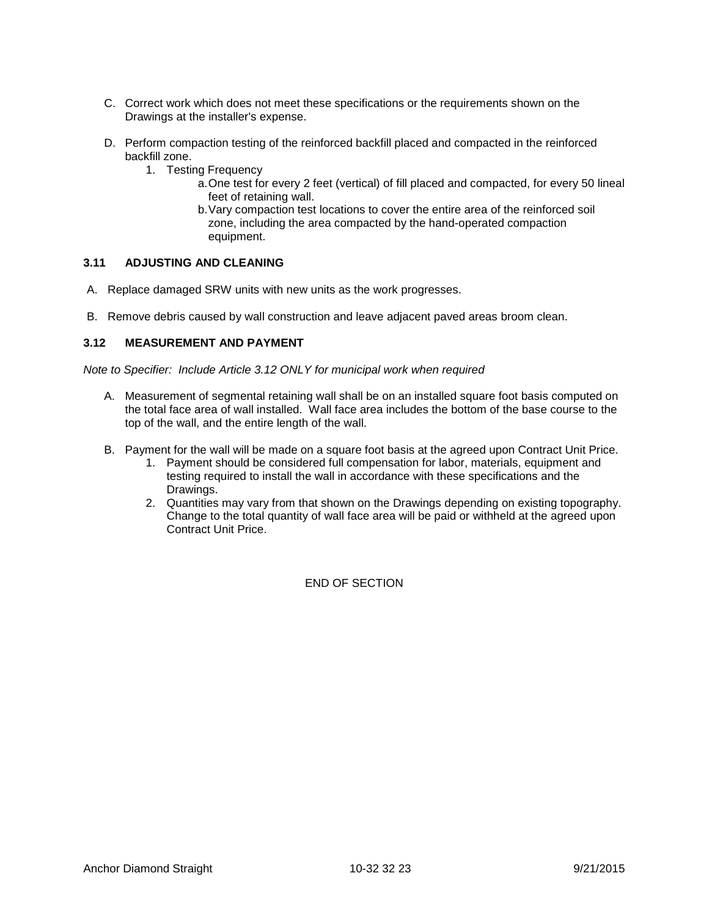C. Correct work which does not meet these specifications or the requirements shown on the Drawings at the installer's expense.

D. Perform compaction testing of the reinforced backfill placed and compacted in the reinforced backfill zone.
   1. Testing Frequency
      a. One test for every 2 feet (vertical) of fill placed and compacted, for every 50 lineal feet of retaining wall.
      b. Vary compaction test locations to cover the entire area of the reinforced soil zone, including the area compacted by the hand-operated compaction equipment.

### 3.11 ADJUSTING AND CLEANING

A. Replace damaged SRW units with new units as the work progresses.

B. Remove debris caused by wall construction and leave adjacent paved areas broom clean.

### 3.12 MEASUREMENT AND PAYMENT

*Note to Specifier: Include Article 3.12 ONLY for municipal work when required*

A. Measurement of segmental retaining wall shall be on an installed square foot basis computed on the total face area of wall installed. Wall face area includes the bottom of the base course to the top of the wall, and the entire length of the wall.

B. Payment for the wall will be made on a square foot basis at the agreed upon Contract Unit Price.
   1. Payment should be considered full compensation for labor, materials, equipment and testing required to install the wall in accordance with these specifications and the Drawings.
   2. Quantities may vary from that shown on the Drawings depending on existing topography. Change to the total quantity of wall face area will be paid or withheld at the agreed upon Contract Unit Price.

END OF SECTION